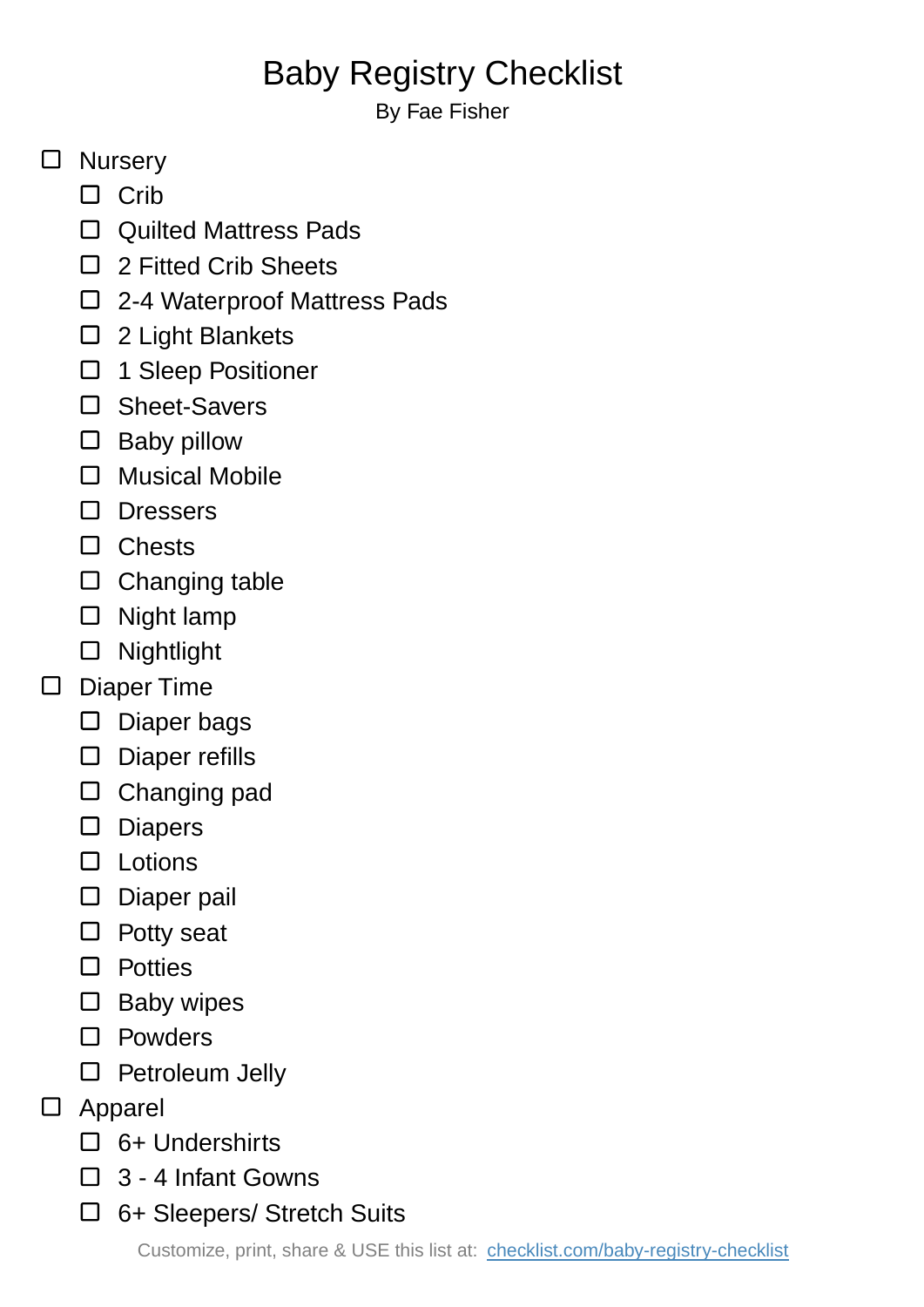# Baby Registry Checklist

By Fae Fisher

- [ ] Nursery
  - [ ] Crib
  - [ ] Quilted Mattress Pads
  - [ ] 2 Fitted Crib Sheets
  - [ ] 2-4 Waterproof Mattress Pads
  - [ ] 2 Light Blankets
  - [ ] 1 Sleep Positioner
  - [ ] Sheet-Savers
  - [ ] Baby pillow
  - [ ] Musical Mobile
  - [ ] Dressers
  - [ ] Chests
  - [ ] Changing table
  - [ ] Night lamp
  - [ ] Nightlight
- [ ] Diaper Time
  - [ ] Diaper bags
  - [ ] Diaper refills
  - [ ] Changing pad
  - [ ] Diapers
  - [ ] Lotions
  - [ ] Diaper pail
  - [ ] Potty seat
  - [ ] Potties
  - [ ] Baby wipes
  - [ ] Powders
  - [ ] Petroleum Jelly
- [ ] Apparel
  - [ ] 6+ Undershirts
  - [ ] 3 - 4 Infant Gowns
  - [ ] 6+ Sleepers/ Stretch Suits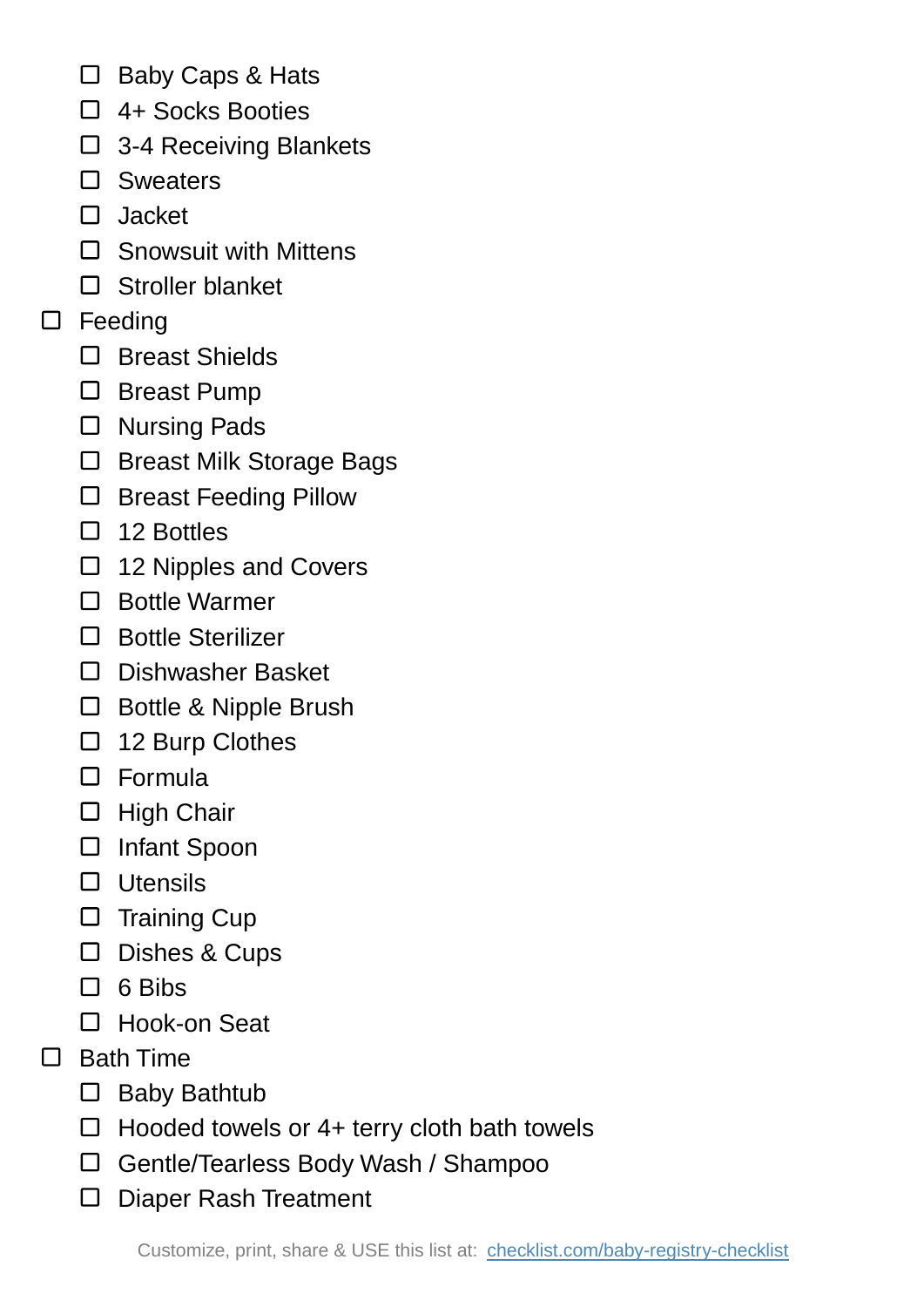- [ ] Baby Caps & Hats
    - [ ] 4+ Socks Booties
    - [ ] 3-4 Receiving Blankets
    - [ ] Sweaters
    - [ ] Jacket
    - [ ] Snowsuit with Mittens
    - [ ] Stroller blanket
- [ ] Feeding
    - [ ] Breast Shields
    - [ ] Breast Pump
    - [ ] Nursing Pads
    - [ ] Breast Milk Storage Bags
    - [ ] Breast Feeding Pillow
    - [ ] 12 Bottles
    - [ ] 12 Nipples and Covers
    - [ ] Bottle Warmer
    - [ ] Bottle Sterilizer
    - [ ] Dishwasher Basket
    - [ ] Bottle & Nipple Brush
    - [ ] 12 Burp Clothes
    - [ ] Formula
    - [ ] High Chair
    - [ ] Infant Spoon
    - [ ] Utensils
    - [ ] Training Cup
    - [ ] Dishes & Cups
    - [ ] 6 Bibs
    - [ ] Hook-on Seat
- [ ] Bath Time
    - [ ] Baby Bathtub
    - [ ] Hooded towels or 4+ terry cloth bath towels
    - [ ] Gentle/Tearless Body Wash / Shampoo
    - [ ] Diaper Rash Treatment

Customize, print, share & USE this list at: [checklist.com/baby-registry-checklist](https://checklist.com/baby-registry-checklist)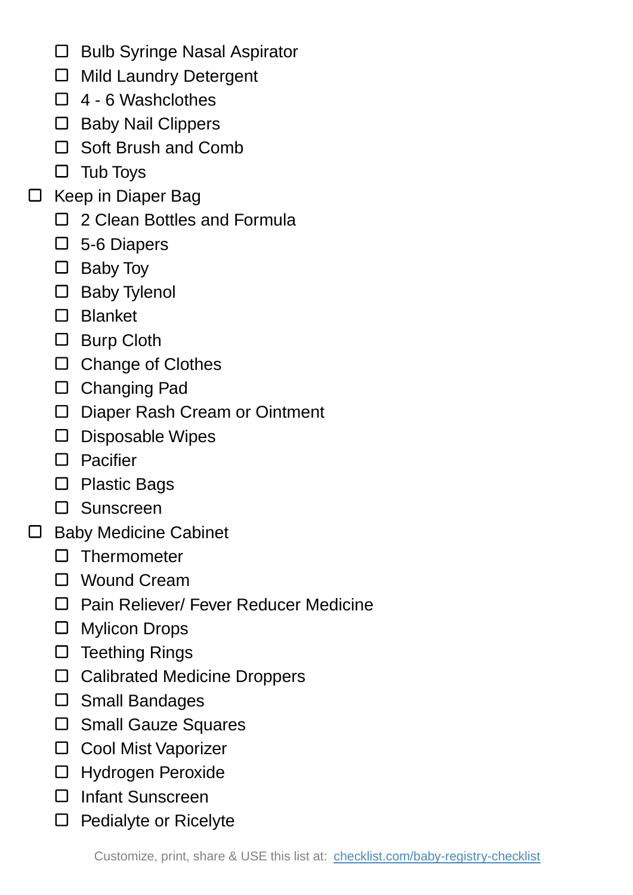- [ ] Bulb Syringe Nasal Aspirator
    - [ ] Mild Laundry Detergent
    - [ ] 4 - 6 Washclothes
    - [ ] Baby Nail Clippers
    - [ ] Soft Brush and Comb
    - [ ] Tub Toys
- [ ] Keep in Diaper Bag
    - [ ] 2 Clean Bottles and Formula
    - [ ] 5-6 Diapers
    - [ ] Baby Toy
    - [ ] Baby Tylenol
    - [ ] Blanket
    - [ ] Burp Cloth
    - [ ] Change of Clothes
    - [ ] Changing Pad
    - [ ] Diaper Rash Cream or Ointment
    - [ ] Disposable Wipes
    - [ ] Pacifier
    - [ ] Plastic Bags
    - [ ] Sunscreen
- [ ] Baby Medicine Cabinet
    - [ ] Thermometer
    - [ ] Wound Cream
    - [ ] Pain Reliever/ Fever Reducer Medicine
    - [ ] Mylicon Drops
    - [ ] Teething Rings
    - [ ] Calibrated Medicine Droppers
    - [ ] Small Bandages
    - [ ] Small Gauze Squares
    - [ ] Cool Mist Vaporizer
    - [ ] Hydrogen Peroxide
    - [ ] Infant Sunscreen
    - [ ] Pedialyte or Ricelyte

Customize, print, share & USE this list at: [checklist.com/baby-registry-checklist](https://checklist.com/baby-registry-checklist)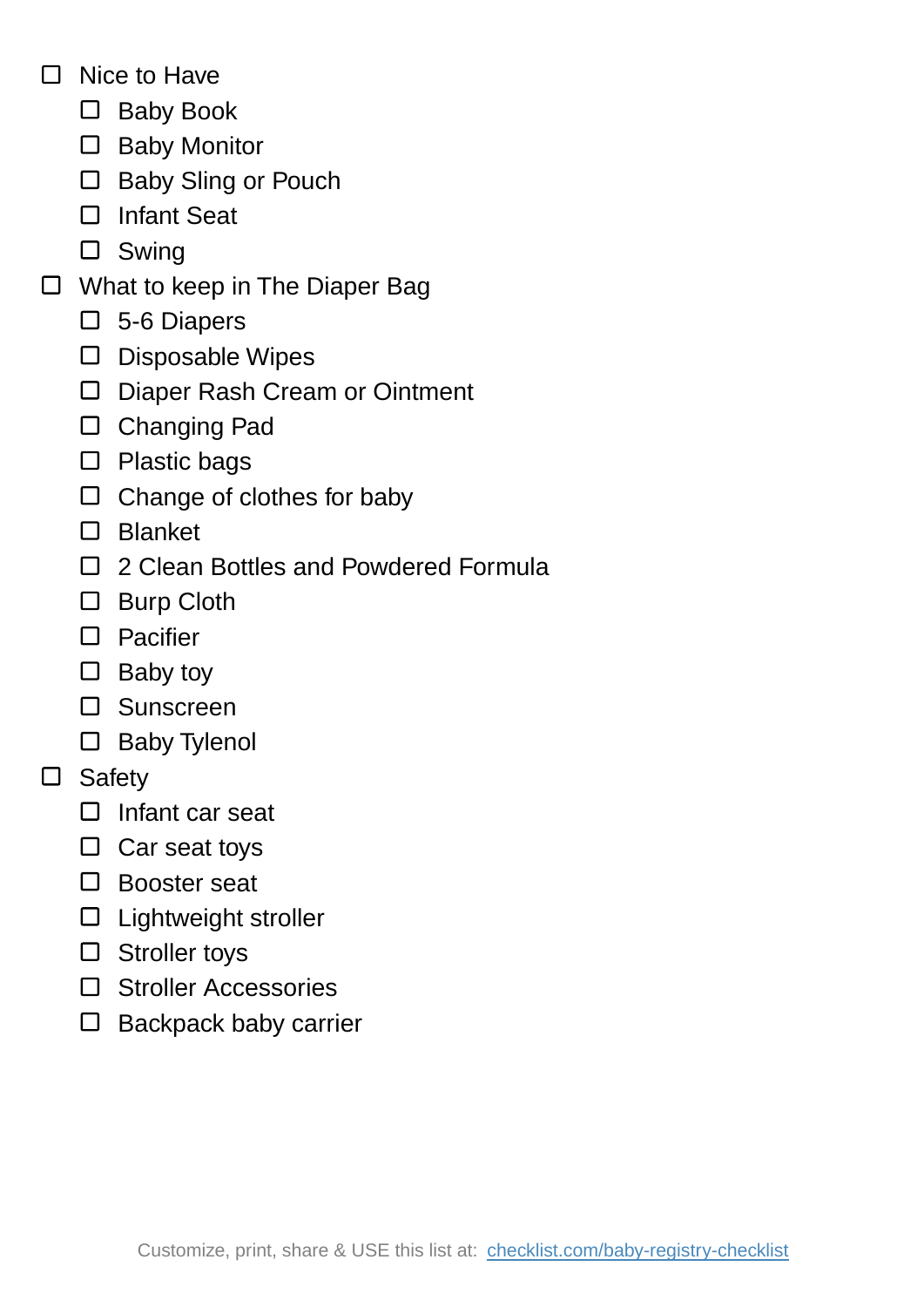- [ ] Nice to Have
  - [ ] Baby Book
  - [ ] Baby Monitor
  - [ ] Baby Sling or Pouch
  - [ ] Infant Seat
  - [ ] Swing
- [ ] What to keep in The Diaper Bag
  - [ ] 5-6 Diapers
  - [ ] Disposable Wipes
  - [ ] Diaper Rash Cream or Ointment
  - [ ] Changing Pad
  - [ ] Plastic bags
  - [ ] Change of clothes for baby
  - [ ] Blanket
  - [ ] 2 Clean Bottles and Powdered Formula
  - [ ] Burp Cloth
  - [ ] Pacifier
  - [ ] Baby toy
  - [ ] Sunscreen
  - [ ] Baby Tylenol
- [ ] Safety
  - [ ] Infant car seat
  - [ ] Car seat toys
  - [ ] Booster seat
  - [ ] Lightweight stroller
  - [ ] Stroller toys
  - [ ] Stroller Accessories
  - [ ] Backpack baby carrier

Customize, print, share & USE this list at: [checklist.com/baby-registry-checklist](https://checklist.com/baby-registry-checklist)